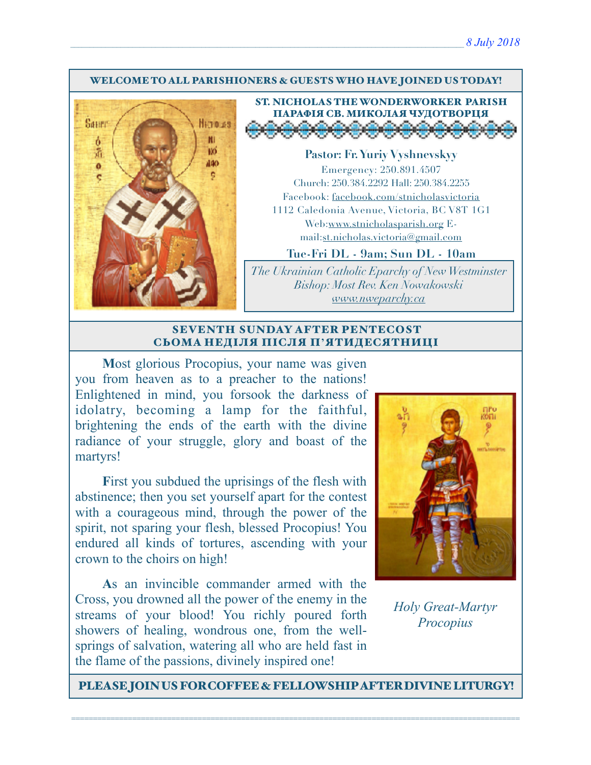WELCOME TO ALL PARISHIONERS & GUESTS WHO HAVE JOINED US TODAY!

## ST. NICHOLAS THE WONDERWORKER PARISH
## ПАРАФІЯ СВ. МИКОЛАЯ ЧУДОТВОРЦЯ

**Pastor: Fr. Yuriy Vyshnevskyy**

Emergency: 250.891.4507
Church: 250.384.2292 Hall: 250.384.2255
Facebook: facebook.com/stnicholasvictoria
1112 Caledonia Avenue, Victoria, BC V8T 1G1
Web:www.stnicholasparish.org E-mail:st.nicholas.victoria@gmail.com

**Tue-Fri DL - 9am; Sun DL - 10am**

*The Ukrainian Catholic Eparchy of New Westminster*
*Bishop: Most Rev. Ken Nowakowski*
*www.nweparchy.ca*

## SEVENTH SUNDAY AFTER PENTECOST
## СЬОМА НЕДІЛЯ ПІСЛЯ П'ЯТИДЕСЯТНИЦІ

**M**ost glorious Procopius, your name was given you from heaven as to a preacher to the nations! Enlightened in mind, you forsook the darkness of idolatry, becoming a lamp for the faithful, brightening the ends of the earth with the divine radiance of your struggle, glory and boast of the martyrs!

**F**irst you subdued the uprisings of the flesh with abstinence; then you set yourself apart for the contest with a courageous mind, through the power of the spirit, not sparing your flesh, blessed Procopius! You endured all kinds of tortures, ascending with your crown to the choirs on high!

**A**s an invincible commander armed with the Cross, you drowned all the power of the enemy in the streams of your blood! You richly poured forth showers of healing, wondrous one, from the well-springs of salvation, watering all who are held fast in the flame of the passions, divinely inspired one!

*Holy Great-Martyr Procopius*

PLEASE JOIN US FOR COFFEE & FELLOWSHIP AFTER DIVINE LITURGY!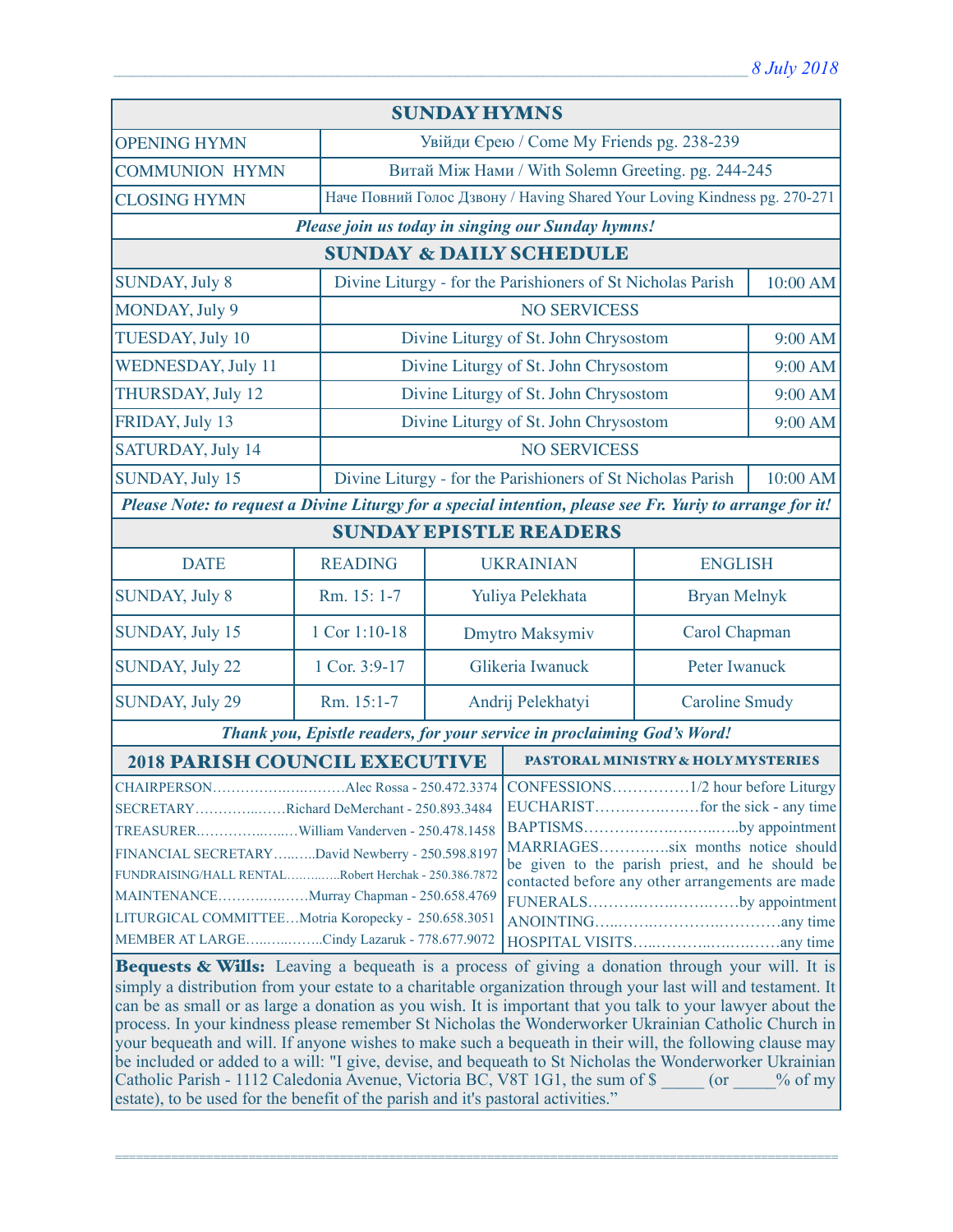## SUNDAY HYMNS

| | |
|---|---|
| OPENING HYMN | Увійди Єрею / Come My Friends pg. 238-239 |
| COMMUNION HYMN | Витай Між Нами / With Solemn Greeting. pg. 244-245 |
| CLOSING HYMN | Наче Повний Голос Дзвону / Having Shared Your Loving Kindness pg. 270-271 |

***Please join us today in singing our Sunday hymns!***

## SUNDAY & DAILY SCHEDULE

| | | |
|---|---|---|
| SUNDAY, July 8 | Divine Liturgy - for the Parishioners of St Nicholas Parish | 10:00 AM |
| MONDAY, July 9 | NO SERVICESS | |
| TUESDAY, July 10 | Divine Liturgy of St. John Chrysostom | 9:00 AM |
| WEDNESDAY, July 11 | Divine Liturgy of St. John Chrysostom | 9:00 AM |
| THURSDAY, July 12 | Divine Liturgy of St. John Chrysostom | 9:00 AM |
| FRIDAY, July 13 | Divine Liturgy of St. John Chrysostom | 9:00 AM |
| SATURDAY, July 14 | NO SERVICESS | |
| SUNDAY, July 15 | Divine Liturgy - for the Parishioners of St Nicholas Parish | 10:00 AM |

***Please Note: to request a Divine Liturgy for a special intention, please see Fr. Yuriy to arrange for it!***

## SUNDAY EPISTLE READERS

| DATE | READING | UKRAINIAN | ENGLISH |
|---|---|---|---|
| SUNDAY, July 8 | Rm. 15: 1-7 | Yuliya Pelekhata | Bryan Melnyk |
| SUNDAY, July 15 | 1 Cor 1:10-18 | Dmytro Maksymiv | Carol Chapman |
| SUNDAY, July 22 | 1 Cor. 3:9-17 | Glikeria Iwanuck | Peter Iwanuck |
| SUNDAY, July 29 | Rm. 15:1-7 | Andrij Pelekhatyi | Caroline Smudy |

***Thank you, Epistle readers, for your service in proclaiming God's Word!***

## 2018 PARISH COUNCIL EXECUTIVE

CHAIRPERSON……………………Alec Rossa - 250.472.3374
SECRETARY……………Richard DeMerchant - 250.893.3484
TREASURER………………William Vanderven - 250.478.1458
FINANCIAL SECRETARY………David Newberry - 250.598.8197
FUNDRAISING/HALL RENTAL…………Robert Herchak - 250.386.7872
MAINTENANCE………………Murray Chapman - 250.658.4769
LITURGICAL COMMITTEE…Motria Koropecky - 250.658.3051
MEMBER AT LARGE…………Cindy Lazaruk - 778.677.9072

## PASTORAL MINISTRY & HOLY MYSTERIES

CONFESSIONS……………1/2 hour before Liturgy
EUCHARIST………………for the sick - any time
BAPTISMS………………………by appointment
MARRIAGES…………six months notice should be given to the parish priest, and he should be contacted before any other arrangements are made
FUNERALS……………………by appointment
ANOINTING…………………………any time
HOSPITAL VISITS………………………any time

**Bequests & Wills:** Leaving a bequeath is a process of giving a donation through your will. It is simply a distribution from your estate to a charitable organization through your last will and testament. It can be as small or as large a donation as you wish. It is important that you talk to your lawyer about the process. In your kindness please remember St Nicholas the Wonderworker Ukrainian Catholic Church in your bequeath and will. If anyone wishes to make such a bequeath in their will, the following clause may be included or added to a will: "I give, devise, and bequeath to St Nicholas the Wonderworker Ukrainian Catholic Parish - 1112 Caledonia Avenue, Victoria BC, V8T 1G1, the sum of $ _____ (or _____% of my estate), to be used for the benefit of the parish and it's pastoral activities."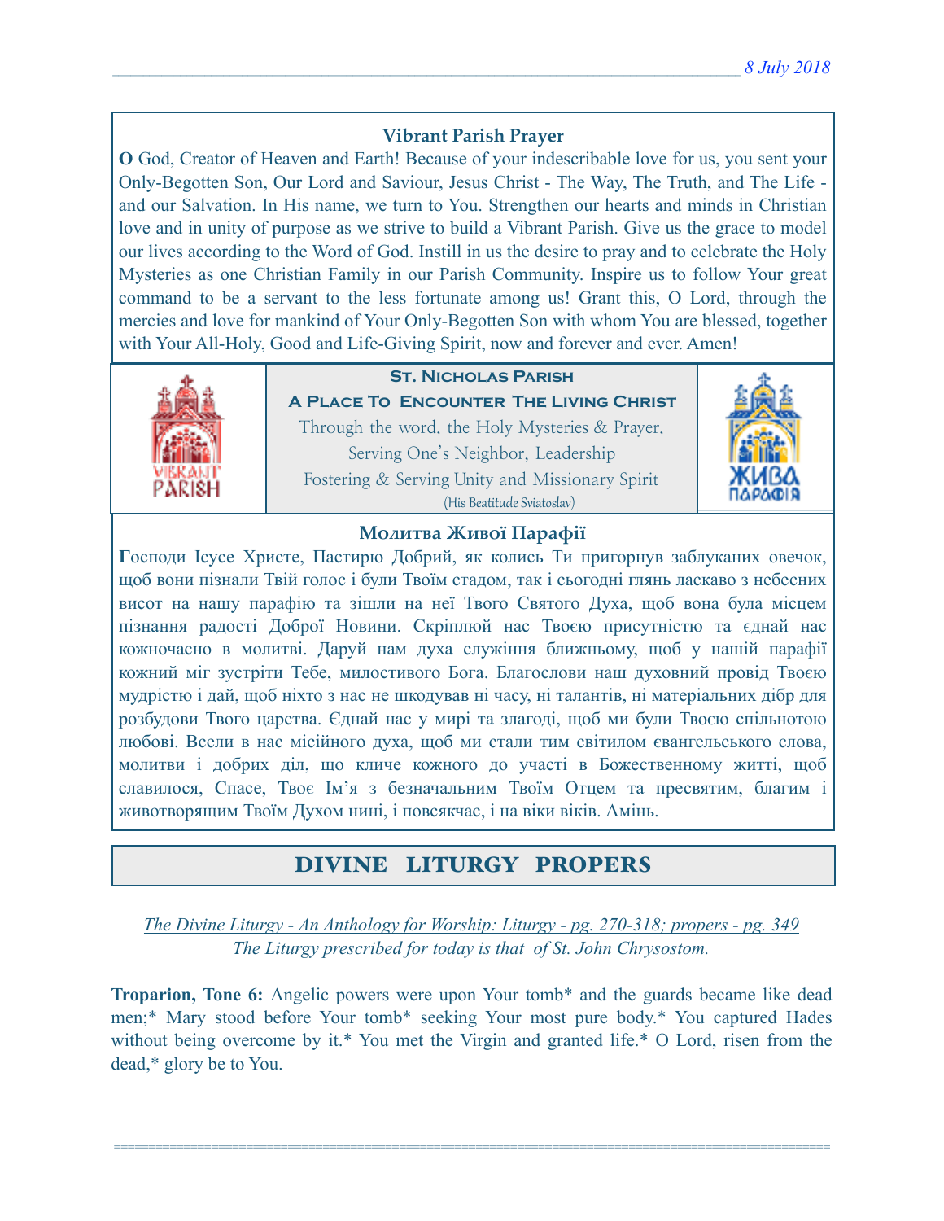### Vibrant Parish Prayer

**O** God, Creator of Heaven and Earth! Because of your indescribable love for us, you sent your Only-Begotten Son, Our Lord and Saviour, Jesus Christ - The Way, The Truth, and The Life - and our Salvation. In His name, we turn to You. Strengthen our hearts and minds in Christian love and in unity of purpose as we strive to build a Vibrant Parish. Give us the grace to model our lives according to the Word of God. Instill in us the desire to pray and to celebrate the Holy Mysteries as one Christian Family in our Parish Community. Inspire us to follow Your great command to be a servant to the less fortunate among us! Grant this, O Lord, through the mercies and love for mankind of Your Only-Begotten Son with whom You are blessed, together with Your All-Holy, Good and Life-Giving Spirit, now and forever and ever. Amen!

**St. Nicholas Parish**

**A Place To Encounter The Living Christ**

Through the word, the Holy Mysteries & Prayer,
Serving One's Neighbor, Leadership
Fostering & Serving Unity and Missionary Spirit
(His Beatitude Sviatoslav)

### Молитва Живої Парафії

**Г**осподи Ісусе Христе, Пастирю Добрий, як колись Ти пригорнув заблуканих овечок, щоб вони пізнали Твій голос і були Твоїм стадом, так і сьогодні глянь ласкаво з небесних висот на нашу парафію та зішли на неї Твого Святого Духа, щоб вона була місцем пізнання радості Доброї Новини. Скріплюй нас Твоєю присутністю та єднай нас кожночасно в молитві. Даруй нам духа служіння ближньому, щоб у нашій парафії кожний міг зустріти Тебе, милостивого Бога. Благослови наш духовний провід Твоєю мудрістю і дай, щоб ніхто з нас не шкодував ні часу, ні талантів, ні матеріальних дібр для розбудови Твого царства. Єднай нас у мирі та злагоді, щоб ми були Твоєю спільнотою любові. Всели в нас місійного духа, щоб ми стали тим світилом євангельського слова, молитви і добрих діл, що кличе кожного до участі в Божественному житті, щоб славилося, Спасе, Твоє Ім'я з безначальним Твоїм Отцем та пресвятим, благим і животворящим Твоїм Духом нині, і повсякчас, і на віки віків. Амінь.

## DIVINE LITURGY PROPERS

*The Divine Liturgy - An Anthology for Worship: Liturgy - pg. 270-318; propers - pg. 349*
*The Liturgy prescribed for today is that of St. John Chrysostom.*

**Troparion, Tone 6:** Angelic powers were upon Your tomb* and the guards became like dead men;* Mary stood before Your tomb* seeking Your most pure body.* You captured Hades without being overcome by it.* You met the Virgin and granted life.* O Lord, risen from the dead,* glory be to You.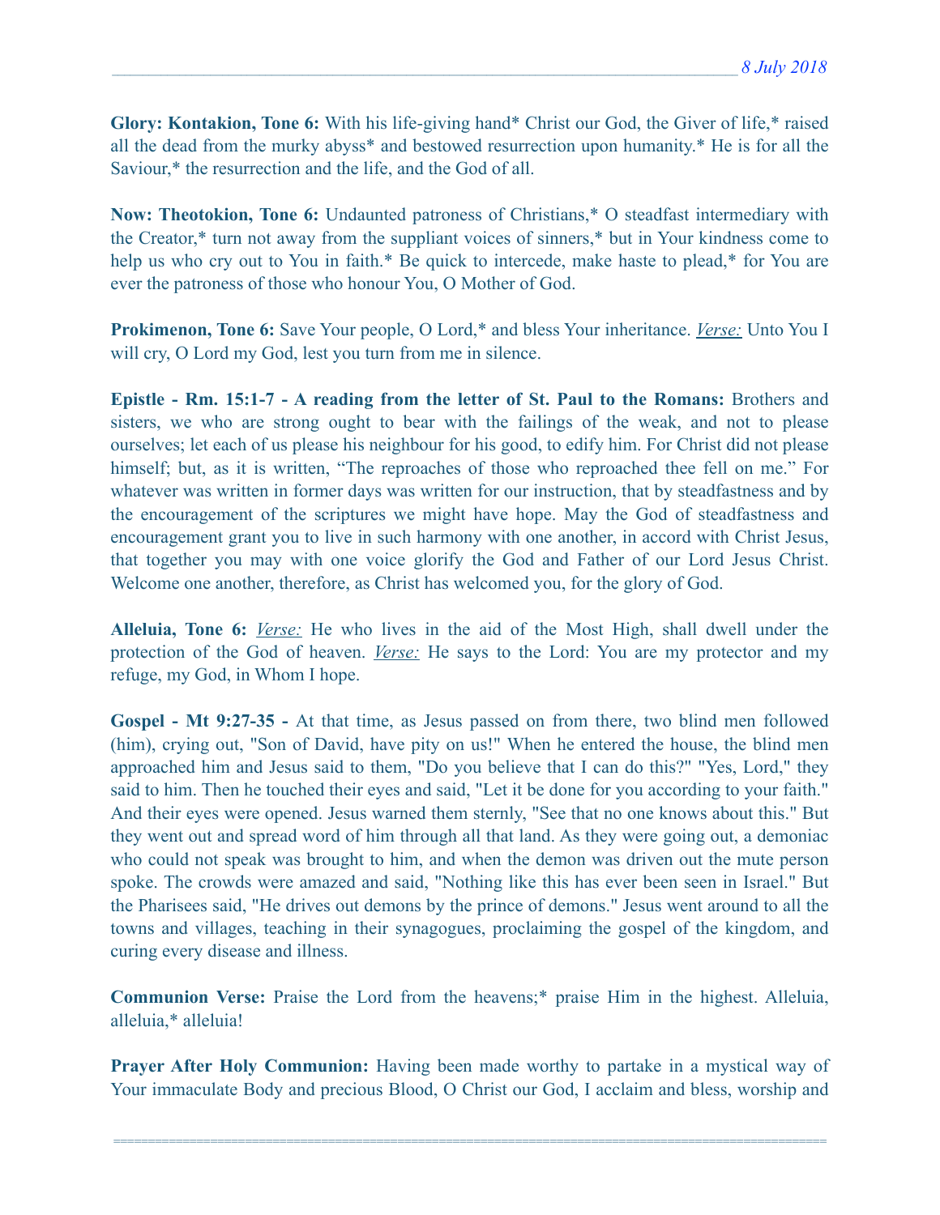**Glory: Kontakion, Tone 6:** With his life-giving hand* Christ our God, the Giver of life,* raised all the dead from the murky abyss* and bestowed resurrection upon humanity.* He is for all the Saviour,* the resurrection and the life, and the God of all.

**Now: Theotokion, Tone 6:** Undaunted patroness of Christians,* O steadfast intermediary with the Creator,* turn not away from the suppliant voices of sinners,* but in Your kindness come to help us who cry out to You in faith.* Be quick to intercede, make haste to plead,* for You are ever the patroness of those who honour You, O Mother of God.

**Prokimenon, Tone 6:** Save Your people, O Lord,* and bless Your inheritance. *Verse:* Unto You I will cry, O Lord my God, lest you turn from me in silence.

**Epistle - Rm. 15:1-7 - A reading from the letter of St. Paul to the Romans:** Brothers and sisters, we who are strong ought to bear with the failings of the weak, and not to please ourselves; let each of us please his neighbour for his good, to edify him. For Christ did not please himself; but, as it is written, "The reproaches of those who reproached thee fell on me." For whatever was written in former days was written for our instruction, that by steadfastness and by the encouragement of the scriptures we might have hope. May the God of steadfastness and encouragement grant you to live in such harmony with one another, in accord with Christ Jesus, that together you may with one voice glorify the God and Father of our Lord Jesus Christ. Welcome one another, therefore, as Christ has welcomed you, for the glory of God.

**Alleluia, Tone 6:** *Verse:* He who lives in the aid of the Most High, shall dwell under the protection of the God of heaven. *Verse:* He says to the Lord: You are my protector and my refuge, my God, in Whom I hope.

**Gospel - Mt 9:27-35 -** At that time, as Jesus passed on from there, two blind men followed (him), crying out, "Son of David, have pity on us!" When he entered the house, the blind men approached him and Jesus said to them, "Do you believe that I can do this?" "Yes, Lord," they said to him. Then he touched their eyes and said, "Let it be done for you according to your faith." And their eyes were opened. Jesus warned them sternly, "See that no one knows about this." But they went out and spread word of him through all that land. As they were going out, a demoniac who could not speak was brought to him, and when the demon was driven out the mute person spoke. The crowds were amazed and said, "Nothing like this has ever been seen in Israel." But the Pharisees said, "He drives out demons by the prince of demons." Jesus went around to all the towns and villages, teaching in their synagogues, proclaiming the gospel of the kingdom, and curing every disease and illness.

**Communion Verse:** Praise the Lord from the heavens;* praise Him in the highest. Alleluia, alleluia,* alleluia!

**Prayer After Holy Communion:** Having been made worthy to partake in a mystical way of Your immaculate Body and precious Blood, O Christ our God, I acclaim and bless, worship and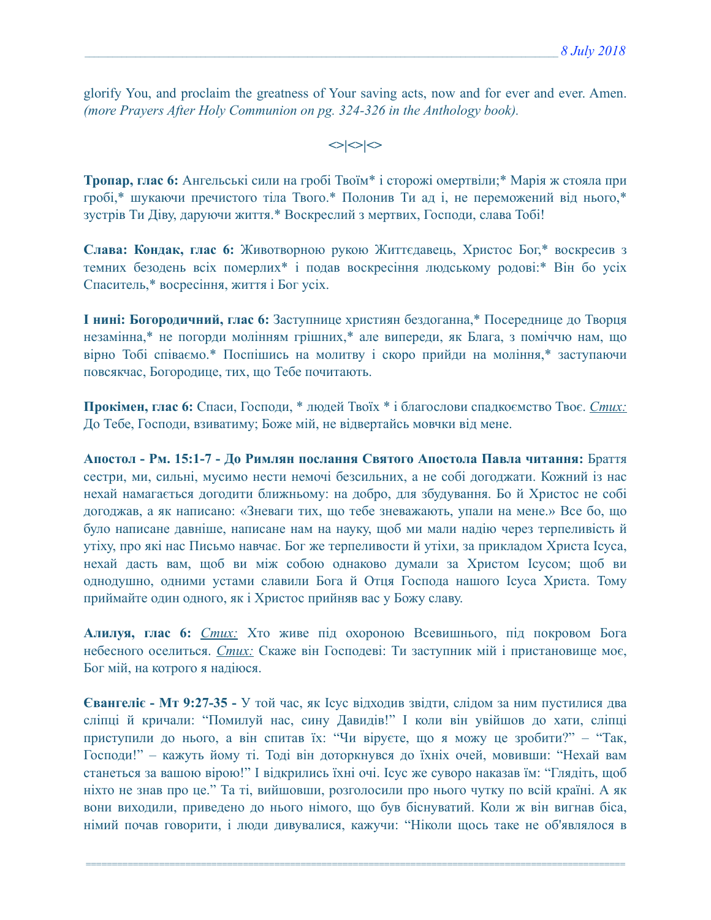glorify You, and proclaim the greatness of Your saving acts, now and for ever and ever. Amen. *(more Prayers After Holy Communion on pg. 324-326 in the Anthology book).*

<>|<>|<>

**Тропар, глас 6:** Ангельські сили на гробі Твоїм* і сторожі омертвіли;* Марія ж стояла при гробі,* шукаючи пречистого тіла Твого.* Полонив Ти ад і, не переможений від нього,* зустрів Ти Діву, даруючи життя.* Воскреслий з мертвих, Господи, слава Тобі!

**Слава: Кондак, глас 6:** Животворною рукою Життєдавець, Христос Бог,* воскресив з темних безодень всіх померлих* і подав воскресіння людському родові:* Він бо усіх Спаситель,* восресіння, життя і Бог усіх.

**І нині: Богородичний, глас 6:** Заступнице християн бездоганна,* Посереднице до Творця незамінна,* не погорди молінням грішних,* але випереди, як Блага, з поміччю нам, що вірно Тобі співаємо.* Поспішись на молитву і скоро прийди на моління,* заступаючи повсякчас, Богородице, тих, що Тебе почитають.

**Прокімен, глас 6:** Спаси, Господи, * людей Твоїх * і благослови спадкоємство Твоє. *Стих:* До Тебе, Господи, взиватиму; Боже мій, не відвертайсь мовчки від мене.

**Апостол - Рм. 15:1-7 - До Римлян послання Святого Апостола Павла читання:** Браття сестри, ми, сильні, мусимо нести немочі безсильних, а не собі догоджати. Кожний із нас нехай намагається догодити ближньому: на добро, для збудування. Бо й Христос не собі догоджав, а як написано: «Зневаги тих, що тебе зневажають, упали на мене.» Все бо, що було написане давніше, написане нам на науку, щоб ми мали надію через терпеливість й утіху, про які нас Письмо навчає. Бог же терпеливости й утіхи, за прикладом Христа Ісуса, нехай дасть вам, щоб ви між собою однаково думали за Христом Ісусом; щоб ви однодушно, одними устами славили Бога й Отця Господа нашого Ісуса Христа. Тому приймайте один одного, як і Христос прийняв вас у Божу славу.

**Алилуя, глас 6:** *Стих:* Хто живе під охороною Всевишнього, під покровом Бога небесного оселиться. *Стих:* Скаже він Господеві: Ти заступник мій і пристановище моє, Бог мій, на котрого я надіюся.

**Євангеліє - Мт 9:27-35 -** У той час, як Ісус відходив звідти, слідом за ним пустилися два сліпці й кричали: "Помилуй нас, сину Давидів!" І коли він увійшов до хати, сліпці приступили до нього, а він спитав їх: "Чи віруєте, що я можу це зробити?" – "Так, Господи!" – кажуть йому ті. Тоді він доторкнувся до їхніх очей, мовивши: "Нехай вам станеться за вашою вірою!" І відкрились їхні очі. Ісус же суворо наказав їм: "Глядіть, щоб ніхто не знав про це." Та ті, вийшовши, розголосили про нього чутку по всій країні. А як вони виходили, приведено до нього німого, що був біснуватий. Коли ж він вигнав біса, німий почав говорити, і люди дивувалися, кажучи: "Ніколи щось таке не об'являлося в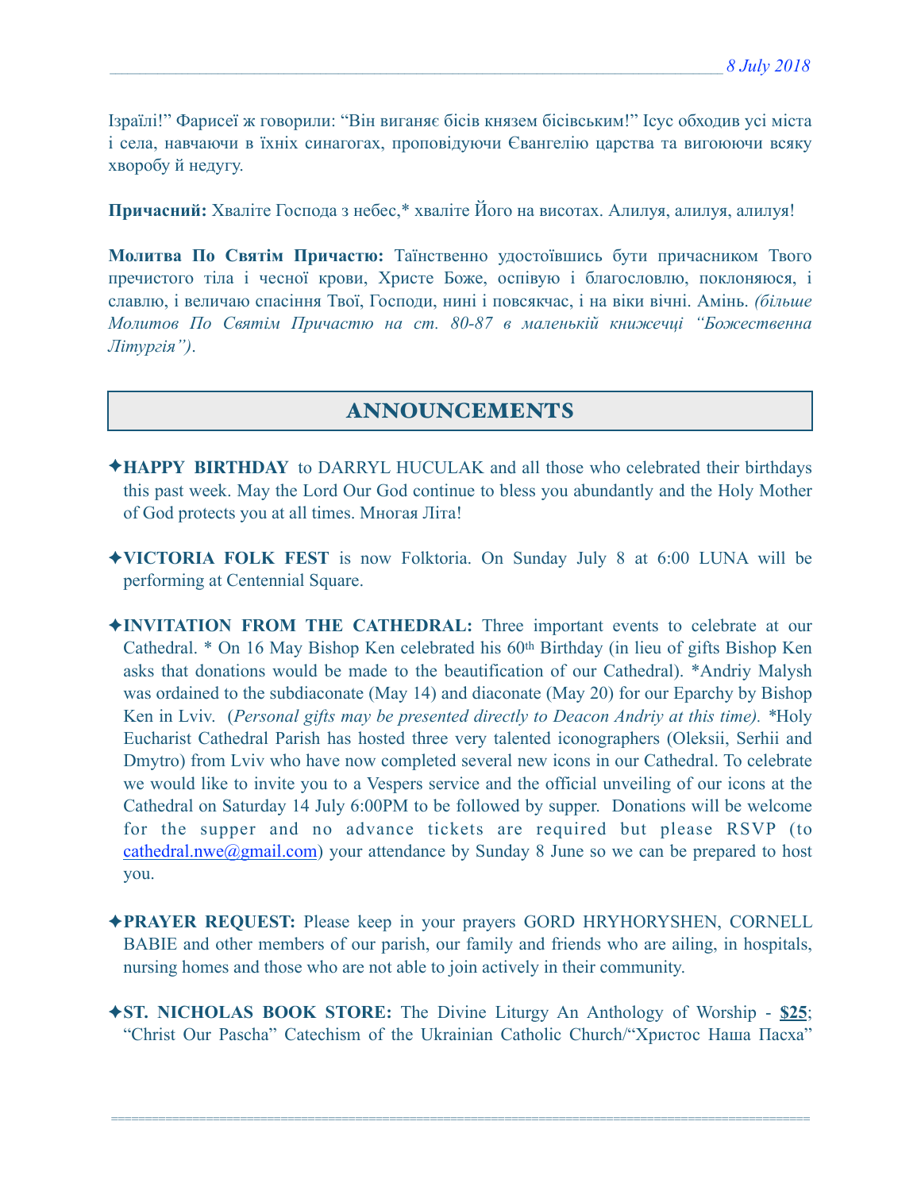Ізраїлі!" Фарисеї ж говорили: "Він виганяє бісів князем бісівським!" Ісус обходив усі міста і села, навчаючи в їхніх синагогах, проповідуючи Євангелію царства та вигоюючи всяку хворобу й недугу.

**Причасний:** Хваліте Господа з небес,* хваліте Його на висотах. Алилуя, алилуя, алилуя!

**Молитва По Святім Причастю:** Таїнственно удостоївшись бути причасником Твого пречистого тіла і чесної крови, Христе Боже, оспівую і благословлю, поклоняюся, і славлю, і величаю спасіння Твої, Господи, нині і повсякчас, і на віки вічні. Амінь. *(більше Молитов По Святім Причастю на ст. 80-87 в маленькій книжечці "Божественна Літургія")*.

## ANNOUNCEMENTS

✦**HAPPY BIRTHDAY** to DARRYL HUCULAK and all those who celebrated their birthdays this past week. May the Lord Our God continue to bless you abundantly and the Holy Mother of God protects you at all times. Многая Літа!

✦**VICTORIA FOLK FEST** is now Folktoria. On Sunday July 8 at 6:00 LUNA will be performing at Centennial Square.

✦**INVITATION FROM THE CATHEDRAL:** Three important events to celebrate at our Cathedral. * On 16 May Bishop Ken celebrated his 60th Birthday (in lieu of gifts Bishop Ken asks that donations would be made to the beautification of our Cathedral). *Andriy Malysh was ordained to the subdiaconate (May 14) and diaconate (May 20) for our Eparchy by Bishop Ken in Lviv. (*Personal gifts may be presented directly to Deacon Andriy at this time).* *Holy Eucharist Cathedral Parish has hosted three very talented iconographers (Oleksii, Serhii and Dmytro) from Lviv who have now completed several new icons in our Cathedral. To celebrate we would like to invite you to a Vespers service and the official unveiling of our icons at the Cathedral on Saturday 14 July 6:00PM to be followed by supper. Donations will be welcome for the supper and no advance tickets are required but please RSVP (to cathedral.nwe@gmail.com) your attendance by Sunday 8 June so we can be prepared to host you.

✦**PRAYER REQUEST:** Please keep in your prayers GORD HRYHORYSHEN, CORNELL BABIE and other members of our parish, our family and friends who are ailing, in hospitals, nursing homes and those who are not able to join actively in their community.

✦**ST. NICHOLAS BOOK STORE:** The Divine Liturgy An Anthology of Worship - **$25**; "Christ Our Pascha" Catechism of the Ukrainian Catholic Church/"Христос Наша Пасха"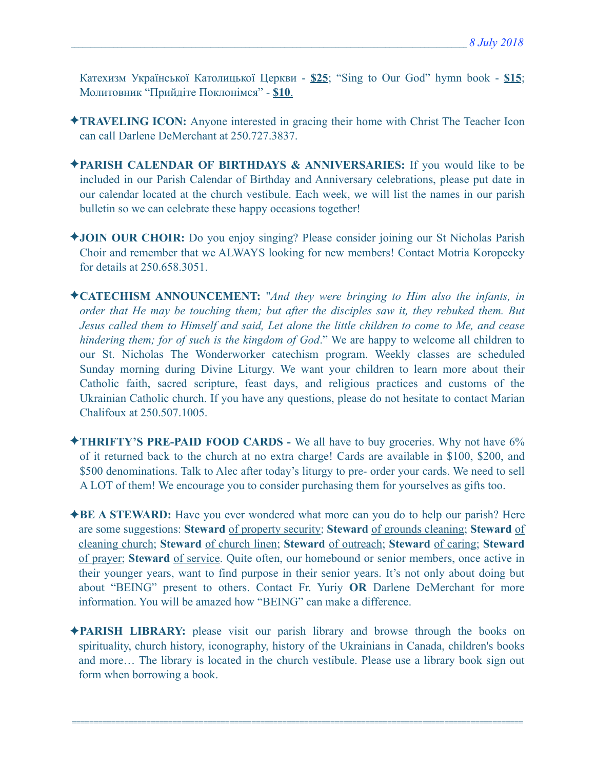Катехизм Української Католицької Церкви - **$25**; "Sing to Our God" hymn book - **$15**; Молитовник "Прийдіте Поклонімся" - **$10**.

✦**TRAVELING ICON:** Anyone interested in gracing their home with Christ The Teacher Icon can call Darlene DeMerchant at 250.727.3837.

✦**PARISH CALENDAR OF BIRTHDAYS & ANNIVERSARIES:** If you would like to be included in our Parish Calendar of Birthday and Anniversary celebrations, please put date in our calendar located at the church vestibule. Each week, we will list the names in our parish bulletin so we can celebrate these happy occasions together!

✦**JOIN OUR CHOIR:** Do you enjoy singing? Please consider joining our St Nicholas Parish Choir and remember that we ALWAYS looking for new members! Contact Motria Koropecky for details at 250.658.3051.

✦**CATECHISM ANNOUNCEMENT:** "*And they were bringing to Him also the infants, in order that He may be touching them; but after the disciples saw it, they rebuked them. But Jesus called them to Himself and said, Let alone the little children to come to Me, and cease hindering them; for of such is the kingdom of God*." We are happy to welcome all children to our St. Nicholas The Wonderworker catechism program. Weekly classes are scheduled Sunday morning during Divine Liturgy. We want your children to learn more about their Catholic faith, sacred scripture, feast days, and religious practices and customs of the Ukrainian Catholic church. If you have any questions, please do not hesitate to contact Marian Chalifoux at 250.507.1005.

✦**THRIFTY'S PRE-PAID FOOD CARDS -** We all have to buy groceries. Why not have 6% of it returned back to the church at no extra charge! Cards are available in $100, $200, and $500 denominations. Talk to Alec after today's liturgy to pre- order your cards. We need to sell A LOT of them! We encourage you to consider purchasing them for yourselves as gifts too.

✦**BE A STEWARD:** Have you ever wondered what more can you do to help our parish? Here are some suggestions: **Steward** of property security; **Steward** of grounds cleaning; **Steward** of cleaning church; **Steward** of church linen; **Steward** of outreach; **Steward** of caring; **Steward** of prayer; **Steward** of service. Quite often, our homebound or senior members, once active in their younger years, want to find purpose in their senior years. It's not only about doing but about "BEING" present to others. Contact Fr. Yuriy **OR** Darlene DeMerchant for more information. You will be amazed how "BEING" can make a difference.

✦**PARISH LIBRARY:** please visit our parish library and browse through the books on spirituality, church history, iconography, history of the Ukrainians in Canada, children's books and more… The library is located in the church vestibule. Please use a library book sign out form when borrowing a book.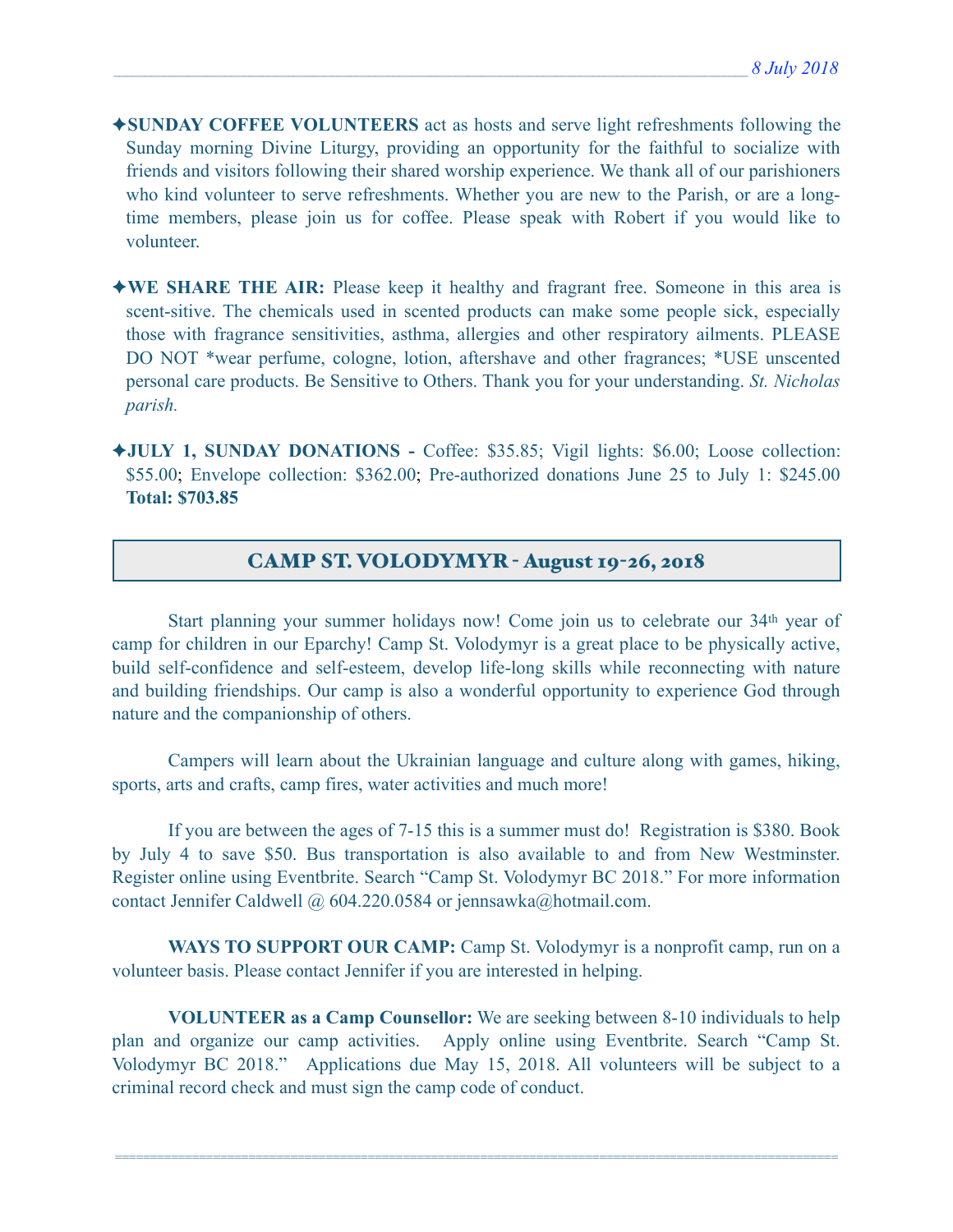✦**SUNDAY COFFEE VOLUNTEERS** act as hosts and serve light refreshments following the Sunday morning Divine Liturgy, providing an opportunity for the faithful to socialize with friends and visitors following their shared worship experience. We thank all of our parishioners who kind volunteer to serve refreshments. Whether you are new to the Parish, or are a long-time members, please join us for coffee. Please speak with Robert if you would like to volunteer.

✦**WE SHARE THE AIR:** Please keep it healthy and fragrant free. Someone in this area is scent-sitive. The chemicals used in scented products can make some people sick, especially those with fragrance sensitivities, asthma, allergies and other respiratory ailments. PLEASE DO NOT *wear perfume, cologne, lotion, aftershave and other fragrances; *USE unscented personal care products. Be Sensitive to Others. Thank you for your understanding. *St. Nicholas parish.*

✦**JULY 1, SUNDAY DONATIONS -** Coffee: $35.85; Vigil lights: $6.00; Loose collection: $55.00; Envelope collection: $362.00; Pre-authorized donations June 25 to July 1: $245.00 **Total: $703.85**

## CAMP ST. VOLODYMYR - August 19-26, 2018

Start planning your summer holidays now! Come join us to celebrate our 34th year of camp for children in our Eparchy! Camp St. Volodymyr is a great place to be physically active, build self-confidence and self-esteem, develop life-long skills while reconnecting with nature and building friendships. Our camp is also a wonderful opportunity to experience God through nature and the companionship of others.

Campers will learn about the Ukrainian language and culture along with games, hiking, sports, arts and crafts, camp fires, water activities and much more!

If you are between the ages of 7-15 this is a summer must do! Registration is $380. Book by July 4 to save $50. Bus transportation is also available to and from New Westminster. Register online using Eventbrite. Search "Camp St. Volodymyr BC 2018." For more information contact Jennifer Caldwell @ 604.220.0584 or jennsawka@hotmail.com.

**WAYS TO SUPPORT OUR CAMP:** Camp St. Volodymyr is a nonprofit camp, run on a volunteer basis. Please contact Jennifer if you are interested in helping.

**VOLUNTEER as a Camp Counsellor:** We are seeking between 8-10 individuals to help plan and organize our camp activities. Apply online using Eventbrite. Search "Camp St. Volodymyr BC 2018." Applications due May 15, 2018. All volunteers will be subject to a criminal record check and must sign the camp code of conduct.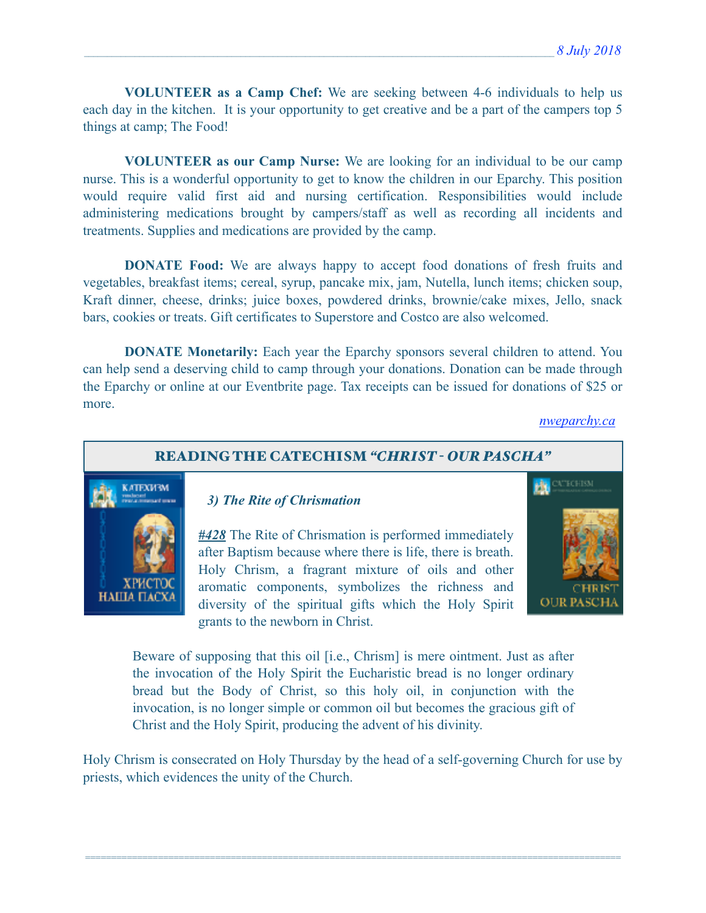**VOLUNTEER as a Camp Chef:** We are seeking between 4-6 individuals to help us each day in the kitchen. It is your opportunity to get creative and be a part of the campers top 5 things at camp; The Food!

**VOLUNTEER as our Camp Nurse:** We are looking for an individual to be our camp nurse. This is a wonderful opportunity to get to know the children in our Eparchy. This position would require valid first aid and nursing certification. Responsibilities would include administering medications brought by campers/staff as well as recording all incidents and treatments. Supplies and medications are provided by the camp.

**DONATE Food:** We are always happy to accept food donations of fresh fruits and vegetables, breakfast items; cereal, syrup, pancake mix, jam, Nutella, lunch items; chicken soup, Kraft dinner, cheese, drinks; juice boxes, powdered drinks, brownie/cake mixes, Jello, snack bars, cookies or treats. Gift certificates to Superstore and Costco are also welcomed.

**DONATE Monetarily:** Each year the Eparchy sponsors several children to attend. You can help send a deserving child to camp through your donations. Donation can be made through the Eparchy or online at our Eventbrite page. Tax receipts can be issued for donations of $25 or more.

*nweparchy.ca*

## READING THE CATECHISM *"CHRIST - OUR PASCHA"*

### *3) The Rite of Chrismation*

***#428*** The Rite of Chrismation is performed immediately after Baptism because where there is life, there is breath. Holy Chrism, a fragrant mixture of oils and other aromatic components, symbolizes the richness and diversity of the spiritual gifts which the Holy Spirit grants to the newborn in Christ.

> Beware of supposing that this oil [i.e., Chrism] is mere ointment. Just as after the invocation of the Holy Spirit the Eucharistic bread is no longer ordinary bread but the Body of Christ, so this holy oil, in conjunction with the invocation, is no longer simple or common oil but becomes the gracious gift of Christ and the Holy Spirit, producing the advent of his divinity.

Holy Chrism is consecrated on Holy Thursday by the head of a self-governing Church for use by priests, which evidences the unity of the Church.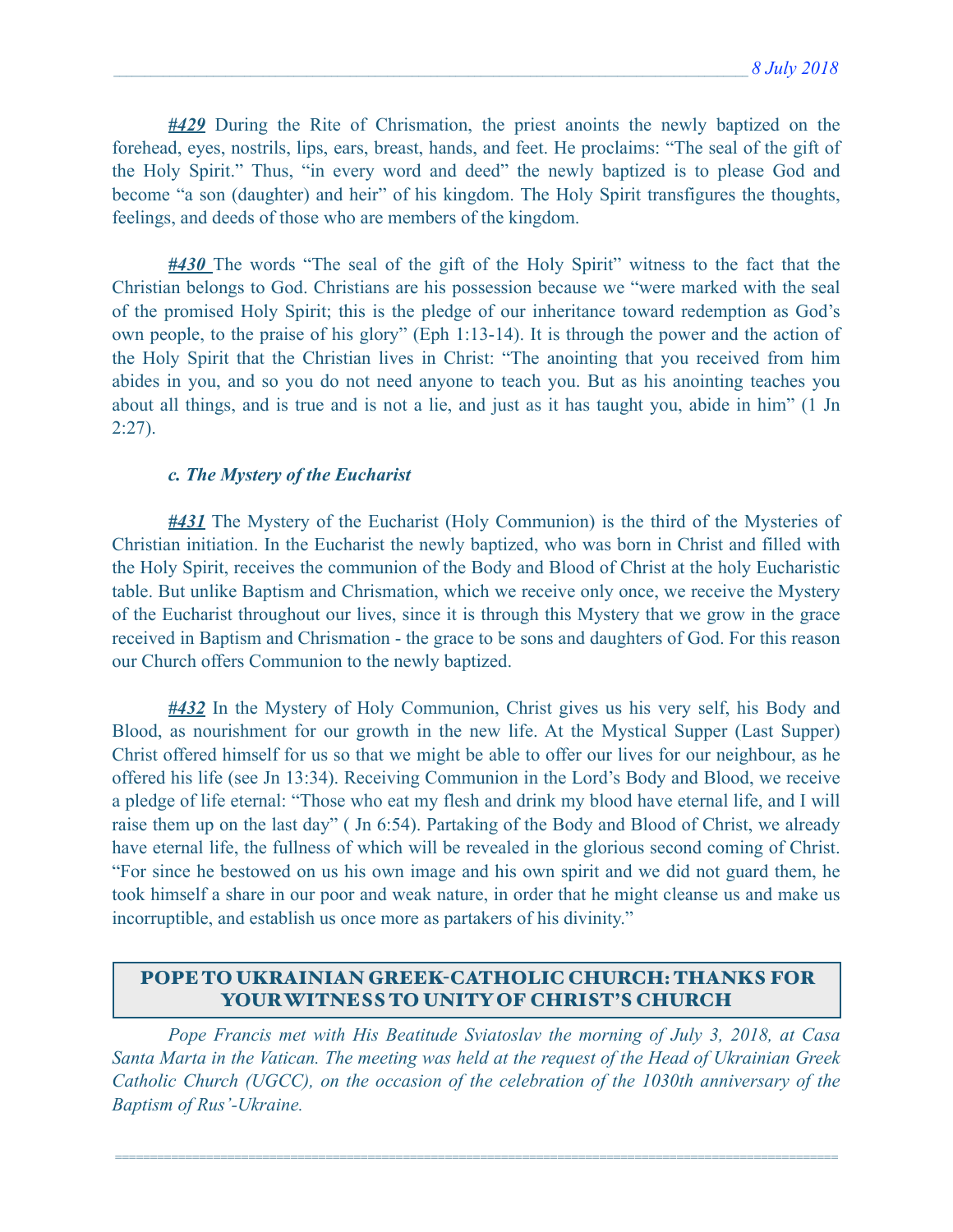***#429*** During the Rite of Chrismation, the priest anoints the newly baptized on the forehead, eyes, nostrils, lips, ears, breast, hands, and feet. He proclaims: "The seal of the gift of the Holy Spirit." Thus, "in every word and deed" the newly baptized is to please God and become "a son (daughter) and heir" of his kingdom. The Holy Spirit transfigures the thoughts, feelings, and deeds of those who are members of the kingdom.

***#430*** The words "The seal of the gift of the Holy Spirit" witness to the fact that the Christian belongs to God. Christians are his possession because we "were marked with the seal of the promised Holy Spirit; this is the pledge of our inheritance toward redemption as God's own people, to the praise of his glory" (Eph 1:13-14). It is through the power and the action of the Holy Spirit that the Christian lives in Christ: "The anointing that you received from him abides in you, and so you do not need anyone to teach you. But as his anointing teaches you about all things, and is true and is not a lie, and just as it has taught you, abide in him" (1 Jn 2:27).

### *c. The Mystery of the Eucharist*

***#431*** The Mystery of the Eucharist (Holy Communion) is the third of the Mysteries of Christian initiation. In the Eucharist the newly baptized, who was born in Christ and filled with the Holy Spirit, receives the communion of the Body and Blood of Christ at the holy Eucharistic table. But unlike Baptism and Chrismation, which we receive only once, we receive the Mystery of the Eucharist throughout our lives, since it is through this Mystery that we grow in the grace received in Baptism and Chrismation - the grace to be sons and daughters of God. For this reason our Church offers Communion to the newly baptized.

***#432*** In the Mystery of Holy Communion, Christ gives us his very self, his Body and Blood, as nourishment for our growth in the new life. At the Mystical Supper (Last Supper) Christ offered himself for us so that we might be able to offer our lives for our neighbour, as he offered his life (see Jn 13:34). Receiving Communion in the Lord's Body and Blood, we receive a pledge of life eternal: "Those who eat my flesh and drink my blood have eternal life, and I will raise them up on the last day" ( Jn 6:54). Partaking of the Body and Blood of Christ, we already have eternal life, the fullness of which will be revealed in the glorious second coming of Christ. "For since he bestowed on us his own image and his own spirit and we did not guard them, he took himself a share in our poor and weak nature, in order that he might cleanse us and make us incorruptible, and establish us once more as partakers of his divinity."

## POPE TO UKRAINIAN GREEK-CATHOLIC CHURCH: THANKS FOR YOUR WITNESS TO UNITY OF CHRIST'S CHURCH

*Pope Francis met with His Beatitude Sviatoslav the morning of July 3, 2018, at Casa Santa Marta in the Vatican. The meeting was held at the request of the Head of Ukrainian Greek Catholic Church (UGCC), on the occasion of the celebration of the 1030th anniversary of the Baptism of Rus'-Ukraine.*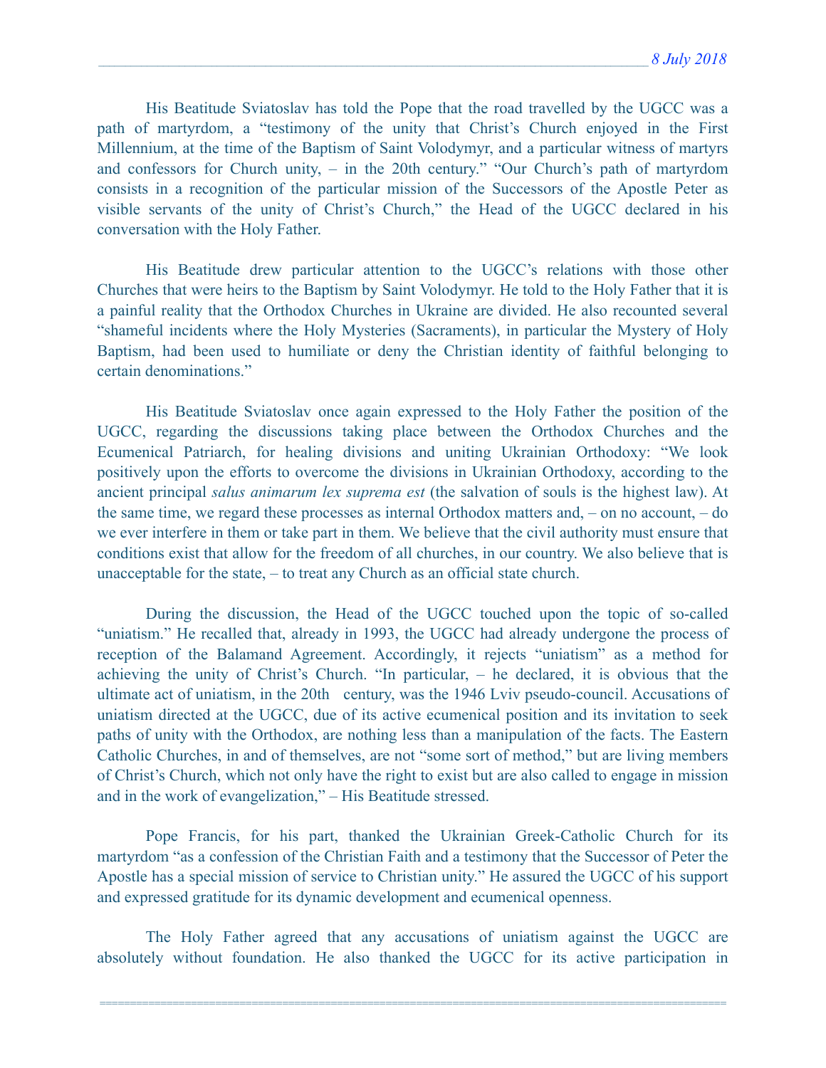His Beatitude Sviatoslav has told the Pope that the road travelled by the UGCC was a path of martyrdom, a "testimony of the unity that Christ's Church enjoyed in the First Millennium, at the time of the Baptism of Saint Volodymyr, and a particular witness of martyrs and confessors for Church unity, – in the 20th century." "Our Church's path of martyrdom consists in a recognition of the particular mission of the Successors of the Apostle Peter as visible servants of the unity of Christ's Church," the Head of the UGCC declared in his conversation with the Holy Father.

His Beatitude drew particular attention to the UGCC's relations with those other Churches that were heirs to the Baptism by Saint Volodymyr. He told to the Holy Father that it is a painful reality that the Orthodox Churches in Ukraine are divided. He also recounted several "shameful incidents where the Holy Mysteries (Sacraments), in particular the Mystery of Holy Baptism, had been used to humiliate or deny the Christian identity of faithful belonging to certain denominations."

His Beatitude Sviatoslav once again expressed to the Holy Father the position of the UGCC, regarding the discussions taking place between the Orthodox Churches and the Ecumenical Patriarch, for healing divisions and uniting Ukrainian Orthodoxy: "We look positively upon the efforts to overcome the divisions in Ukrainian Orthodoxy, according to the ancient principal *salus animarum lex suprema est* (the salvation of souls is the highest law). At the same time, we regard these processes as internal Orthodox matters and, – on no account, – do we ever interfere in them or take part in them. We believe that the civil authority must ensure that conditions exist that allow for the freedom of all churches, in our country. We also believe that is unacceptable for the state, – to treat any Church as an official state church.

During the discussion, the Head of the UGCC touched upon the topic of so-called "uniatism." He recalled that, already in 1993, the UGCC had already undergone the process of reception of the Balamand Agreement. Accordingly, it rejects "uniatism" as a method for achieving the unity of Christ's Church. "In particular, – he declared, it is obvious that the ultimate act of uniatism, in the 20th century, was the 1946 Lviv pseudo-council. Accusations of uniatism directed at the UGCC, due of its active ecumenical position and its invitation to seek paths of unity with the Orthodox, are nothing less than a manipulation of the facts. The Eastern Catholic Churches, in and of themselves, are not "some sort of method," but are living members of Christ's Church, which not only have the right to exist but are also called to engage in mission and in the work of evangelization," – His Beatitude stressed.

Pope Francis, for his part, thanked the Ukrainian Greek-Catholic Church for its martyrdom "as a confession of the Christian Faith and a testimony that the Successor of Peter the Apostle has a special mission of service to Christian unity." He assured the UGCC of his support and expressed gratitude for its dynamic development and ecumenical openness.

The Holy Father agreed that any accusations of uniatism against the UGCC are absolutely without foundation. He also thanked the UGCC for its active participation in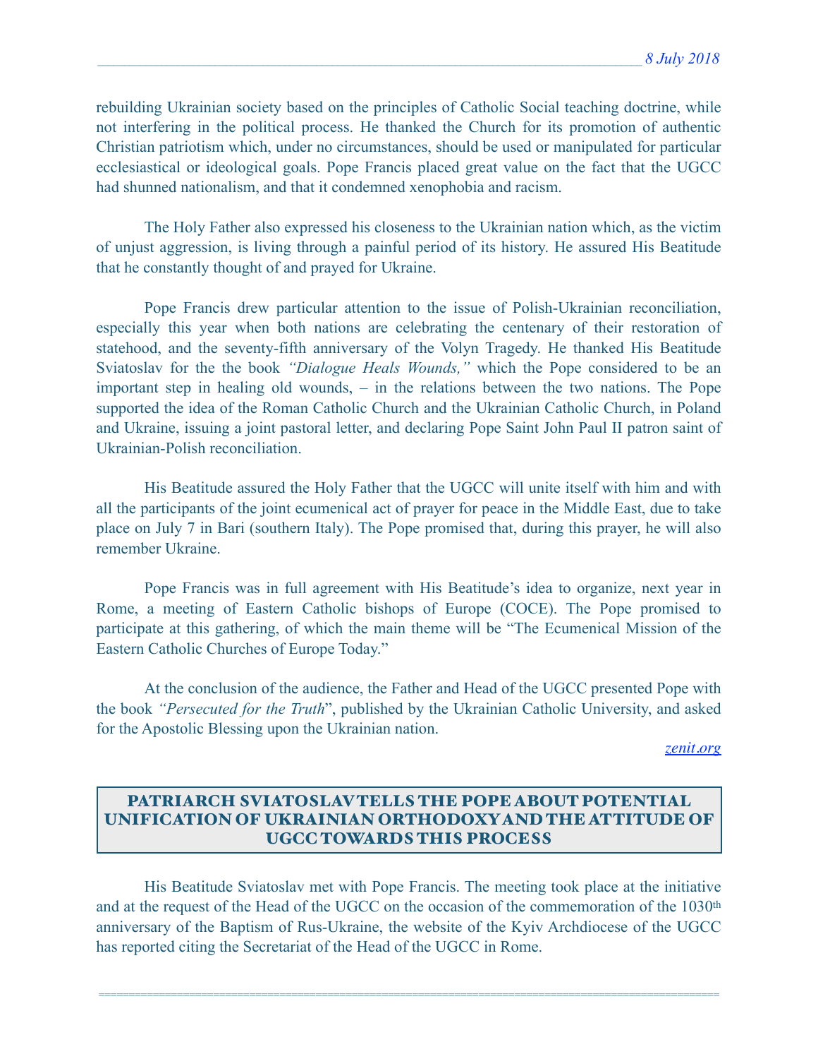rebuilding Ukrainian society based on the principles of Catholic Social teaching doctrine, while not interfering in the political process. He thanked the Church for its promotion of authentic Christian patriotism which, under no circumstances, should be used or manipulated for particular ecclesiastical or ideological goals. Pope Francis placed great value on the fact that the UGCC had shunned nationalism, and that it condemned xenophobia and racism.

The Holy Father also expressed his closeness to the Ukrainian nation which, as the victim of unjust aggression, is living through a painful period of its history. He assured His Beatitude that he constantly thought of and prayed for Ukraine.

Pope Francis drew particular attention to the issue of Polish-Ukrainian reconciliation, especially this year when both nations are celebrating the centenary of their restoration of statehood, and the seventy-fifth anniversary of the Volyn Tragedy. He thanked His Beatitude Sviatoslav for the the book *"Dialogue Heals Wounds,"* which the Pope considered to be an important step in healing old wounds, – in the relations between the two nations. The Pope supported the idea of the Roman Catholic Church and the Ukrainian Catholic Church, in Poland and Ukraine, issuing a joint pastoral letter, and declaring Pope Saint John Paul II patron saint of Ukrainian-Polish reconciliation.

His Beatitude assured the Holy Father that the UGCC will unite itself with him and with all the participants of the joint ecumenical act of prayer for peace in the Middle East, due to take place on July 7 in Bari (southern Italy). The Pope promised that, during this prayer, he will also remember Ukraine.

Pope Francis was in full agreement with His Beatitude's idea to organize, next year in Rome, a meeting of Eastern Catholic bishops of Europe (COCE). The Pope promised to participate at this gathering, of which the main theme will be "The Ecumenical Mission of the Eastern Catholic Churches of Europe Today."

At the conclusion of the audience, the Father and Head of the UGCC presented Pope with the book *"Persecuted for the Truth*", published by the Ukrainian Catholic University, and asked for the Apostolic Blessing upon the Ukrainian nation.

*zenit.org*

## PATRIARCH SVIATOSLAV TELLS THE POPE ABOUT POTENTIAL UNIFICATION OF UKRAINIAN ORTHODOXY AND THE ATTITUDE OF UGCC TOWARDS THIS PROCESS

His Beatitude Sviatoslav met with Pope Francis. The meeting took place at the initiative and at the request of the Head of the UGCC on the occasion of the commemoration of the 1030th anniversary of the Baptism of Rus-Ukraine, the website of the Kyiv Archdiocese of the UGCC has reported citing the Secretariat of the Head of the UGCC in Rome.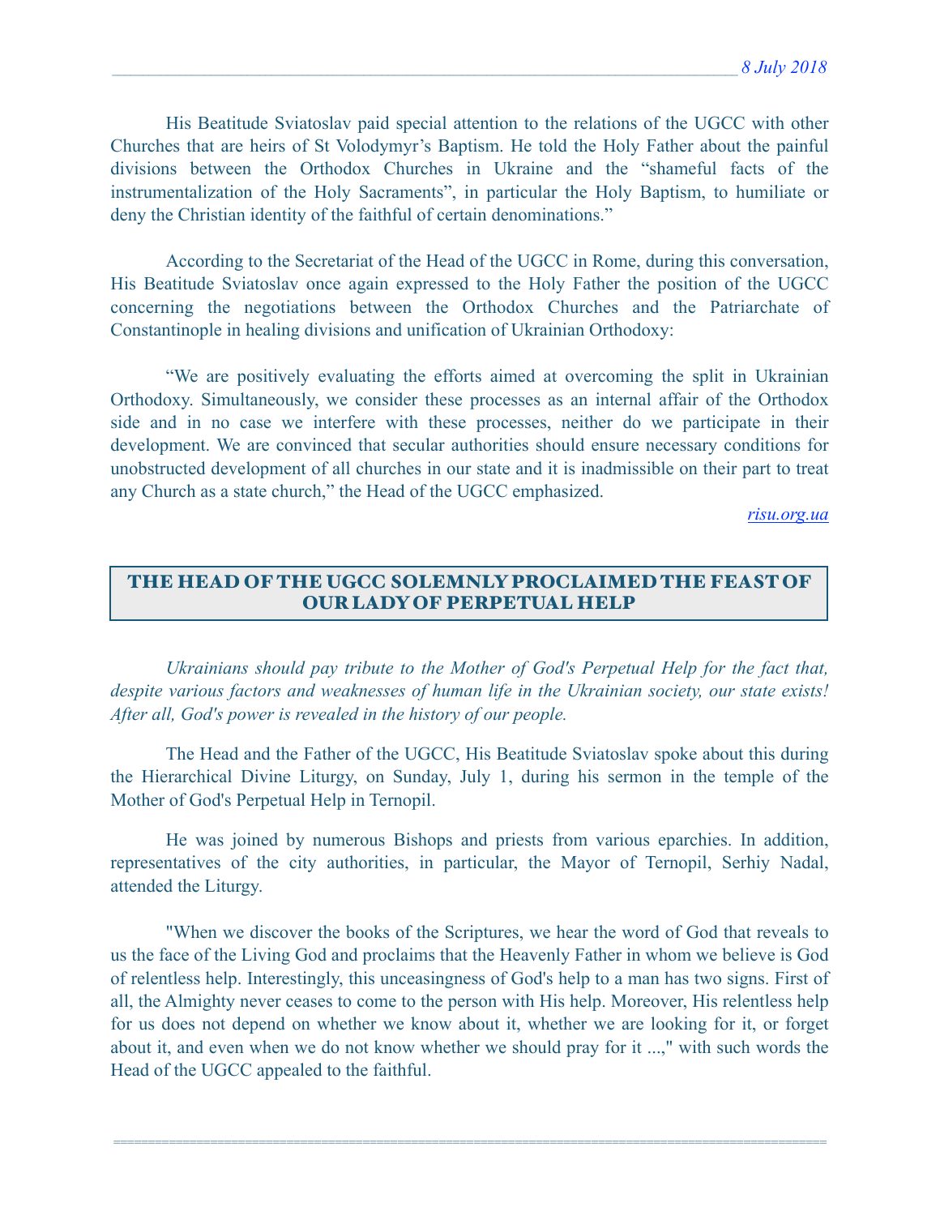His Beatitude Sviatoslav paid special attention to the relations of the UGCC with other Churches that are heirs of St Volodymyr's Baptism. He told the Holy Father about the painful divisions between the Orthodox Churches in Ukraine and the "shameful facts of the instrumentalization of the Holy Sacraments", in particular the Holy Baptism, to humiliate or deny the Christian identity of the faithful of certain denominations."

According to the Secretariat of the Head of the UGCC in Rome, during this conversation, His Beatitude Sviatoslav once again expressed to the Holy Father the position of the UGCC concerning the negotiations between the Orthodox Churches and the Patriarchate of Constantinople in healing divisions and unification of Ukrainian Orthodoxy:

"We are positively evaluating the efforts aimed at overcoming the split in Ukrainian Orthodoxy. Simultaneously, we consider these processes as an internal affair of the Orthodox side and in no case we interfere with these processes, neither do we participate in their development. We are convinced that secular authorities should ensure necessary conditions for unobstructed development of all churches in our state and it is inadmissible on their part to treat any Church as a state church," the Head of the UGCC emphasized.

*risu.org.ua*

## THE HEAD OF THE UGCC SOLEMNLY PROCLAIMED THE FEAST OF OUR LADY OF PERPETUAL HELP

*Ukrainians should pay tribute to the Mother of God's Perpetual Help for the fact that, despite various factors and weaknesses of human life in the Ukrainian society, our state exists! After all, God's power is revealed in the history of our people.*

The Head and the Father of the UGCC, His Beatitude Sviatoslav spoke about this during the Hierarchical Divine Liturgy, on Sunday, July 1, during his sermon in the temple of the Mother of God's Perpetual Help in Ternopil.

He was joined by numerous Bishops and priests from various eparchies. In addition, representatives of the city authorities, in particular, the Mayor of Ternopil, Serhiy Nadal, attended the Liturgy.

"When we discover the books of the Scriptures, we hear the word of God that reveals to us the face of the Living God and proclaims that the Heavenly Father in whom we believe is God of relentless help. Interestingly, this unceasingness of God's help to a man has two signs. First of all, the Almighty never ceases to come to the person with His help. Moreover, His relentless help for us does not depend on whether we know about it, whether we are looking for it, or forget about it, and even when we do not know whether we should pray for it ...," with such words the Head of the UGCC appealed to the faithful.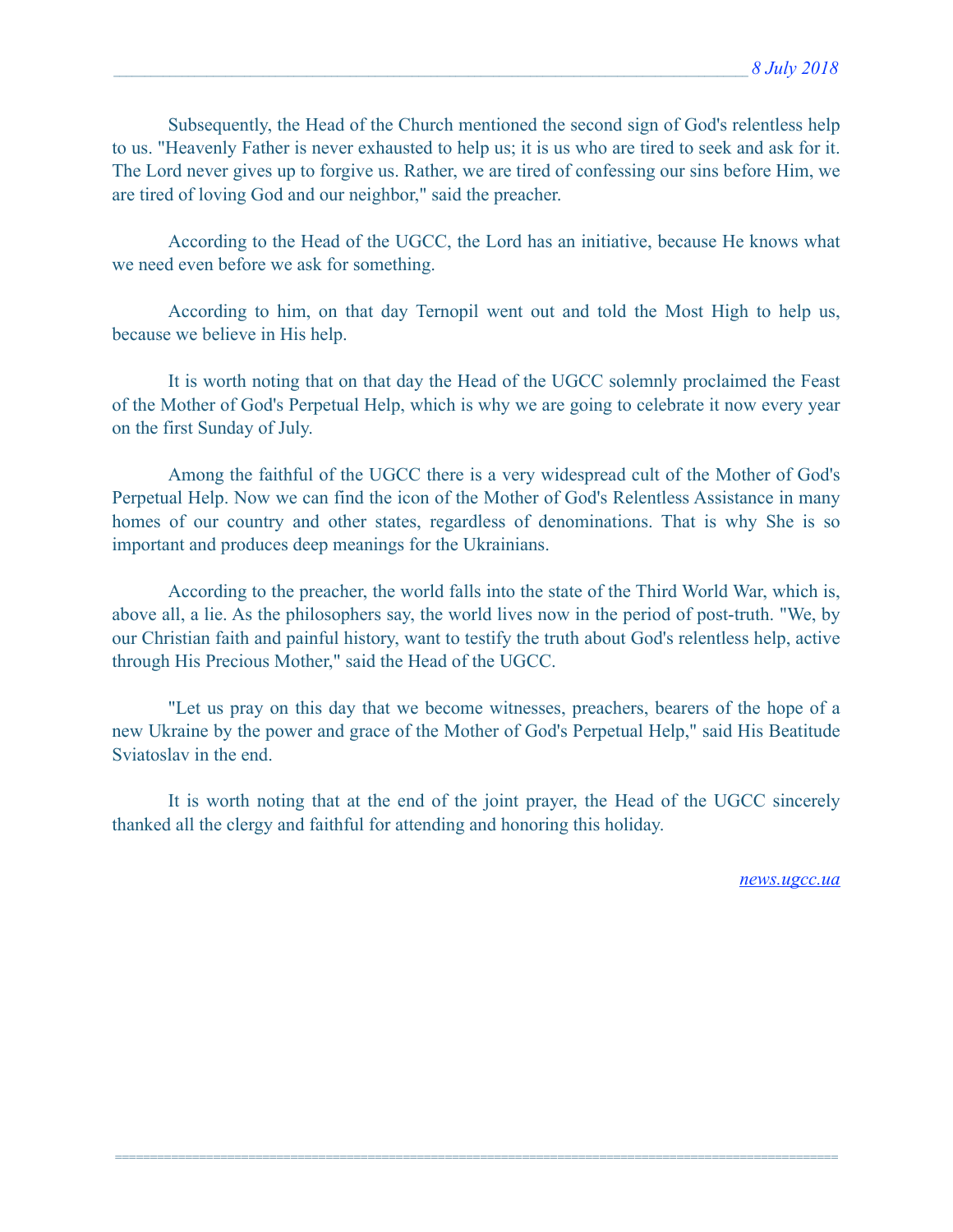Subsequently, the Head of the Church mentioned the second sign of God's relentless help to us. "Heavenly Father is never exhausted to help us; it is us who are tired to seek and ask for it. The Lord never gives up to forgive us. Rather, we are tired of confessing our sins before Him, we are tired of loving God and our neighbor," said the preacher.

According to the Head of the UGCC, the Lord has an initiative, because He knows what we need even before we ask for something.

According to him, on that day Ternopil went out and told the Most High to help us, because we believe in His help.

It is worth noting that on that day the Head of the UGCC solemnly proclaimed the Feast of the Mother of God's Perpetual Help, which is why we are going to celebrate it now every year on the first Sunday of July.

Among the faithful of the UGCC there is a very widespread cult of the Mother of God's Perpetual Help. Now we can find the icon of the Mother of God's Relentless Assistance in many homes of our country and other states, regardless of denominations. That is why She is so important and produces deep meanings for the Ukrainians.

According to the preacher, the world falls into the state of the Third World War, which is, above all, a lie. As the philosophers say, the world lives now in the period of post-truth. "We, by our Christian faith and painful history, want to testify the truth about God's relentless help, active through His Precious Mother," said the Head of the UGCC.

"Let us pray on this day that we become witnesses, preachers, bearers of the hope of a new Ukraine by the power and grace of the Mother of God's Perpetual Help," said His Beatitude Sviatoslav in the end.

It is worth noting that at the end of the joint prayer, the Head of the UGCC sincerely thanked all the clergy and faithful for attending and honoring this holiday.

*news.ugcc.ua*